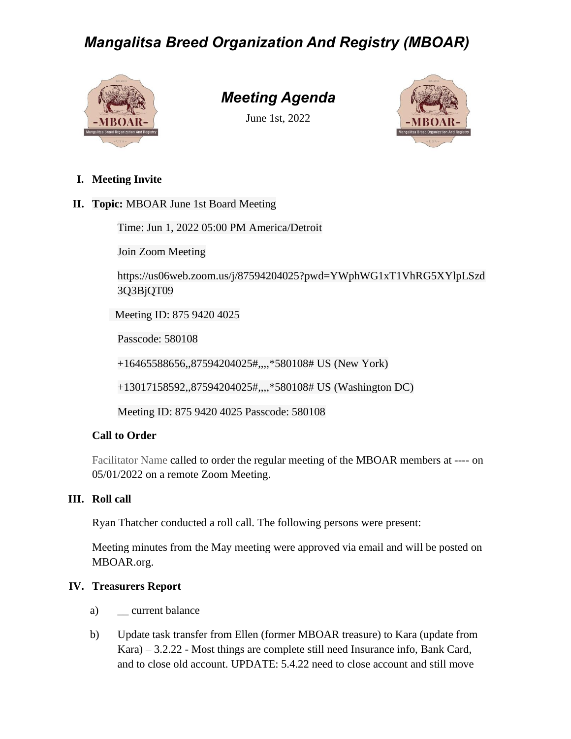# *Mangalitsa Breed Organization And Registry (MBOAR)*

## *Meeting Agenda*

June 1st, 2022

**I. Meeting Invite**

**II. Topic:** MBOAR June 1st Board Meeting

Time: Jun 1, 2022 05:00 PM America/Detroit

Join Zoom Meeting

https://us06web.zoom.us/j/87594204025?pwd=YWphWG1xT1VhRG5XYlpLSzd3Q3BjQT09

Meeting ID: 875 9420 4025

Passcode: 580108

+16465588656,,87594204025#,,,,*580108# US (New York)

+13017158592,,87594204025#,,,,*580108# US (Washington DC)

Meeting ID: 875 9420 4025 Passcode: 580108

**Call to Order**

Facilitator Name called to order the regular meeting of the MBOAR members at ---- on 05/01/2022 on a remote Zoom Meeting.

**III. Roll call**

Ryan Thatcher conducted a roll call. The following persons were present:

Meeting minutes from the May meeting were approved via email and will be posted on MBOAR.org.

**IV. Treasurers Report**

a) __ current balance

b) Update task transfer from Ellen (former MBOAR treasure) to Kara (update from Kara) – 3.2.22 - Most things are complete still need Insurance info, Bank Card, and to close old account. UPDATE: 5.4.22 need to close account and still move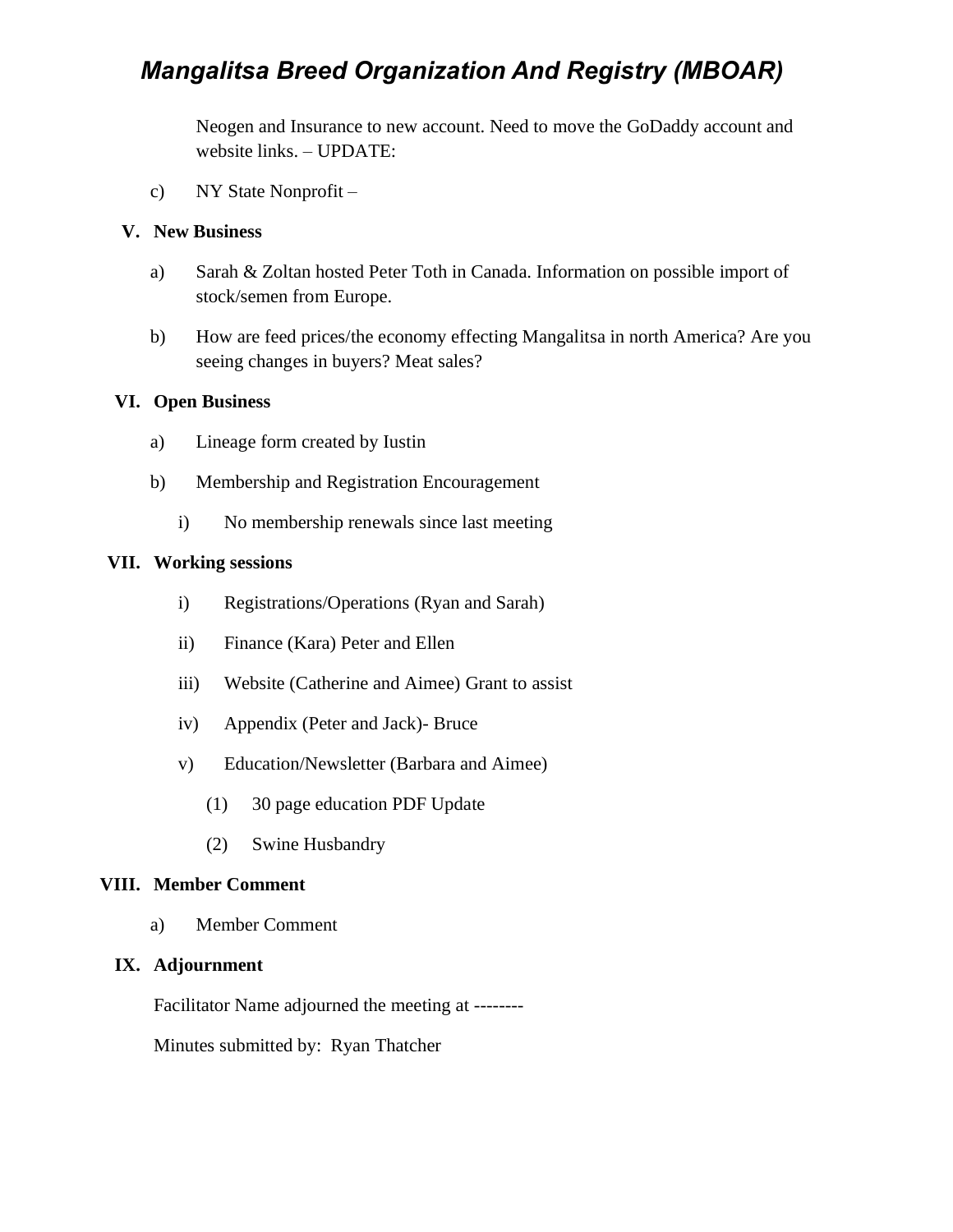Neogen and Insurance to new account. Need to move the GoDaddy account and website links. – UPDATE:

c) NY State Nonprofit –

## V. New Business

a) Sarah & Zoltan hosted Peter Toth in Canada. Information on possible import of stock/semen from Europe.

b) How are feed prices/the economy effecting Mangalitsa in north America? Are you seeing changes in buyers? Meat sales?

## VI. Open Business

a) Lineage form created by Iustin

b) Membership and Registration Encouragement

- i) No membership renewals since last meeting

## VII. Working sessions

- i) Registrations/Operations (Ryan and Sarah)
- ii) Finance (Kara) Peter and Ellen
- iii) Website (Catherine and Aimee) Grant to assist
- iv) Appendix (Peter and Jack)- Bruce
- v) Education/Newsletter (Barbara and Aimee)
  - (1) 30 page education PDF Update
  - (2) Swine Husbandry

## VIII. Member Comment

a) Member Comment

## IX. Adjournment

Facilitator Name adjourned the meeting at --------

Minutes submitted by: Ryan Thatcher